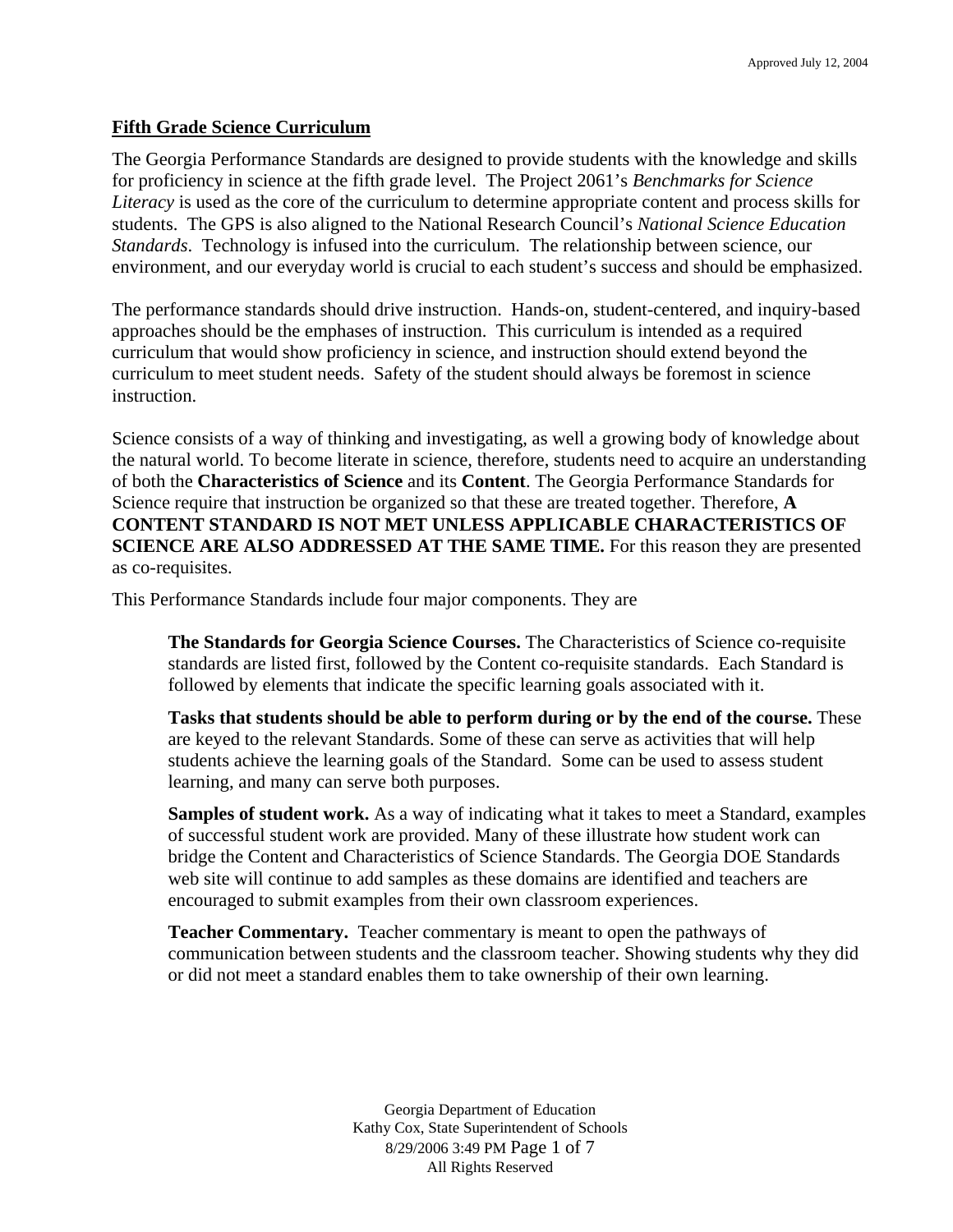## Fifth Grade Science Curriculum

The Georgia Performance Standards are designed to provide students with the knowledge and skills for proficiency in science at the fifth grade level. The Project 2061's *Benchmarks for Science Literacy* is used as the core of the curriculum to determine appropriate content and process skills for students. The GPS is also aligned to the National Research Council's *National Science Education Standards*. Technology is infused into the curriculum. The relationship between science, our environment, and our everyday world is crucial to each student's success and should be emphasized.

The performance standards should drive instruction. Hands-on, student-centered, and inquiry-based approaches should be the emphases of instruction. This curriculum is intended as a required curriculum that would show proficiency in science, and instruction should extend beyond the curriculum to meet student needs. Safety of the student should always be foremost in science instruction.

Science consists of a way of thinking and investigating, as well a growing body of knowledge about the natural world. To become literate in science, therefore, students need to acquire an understanding of both the **Characteristics of Science** and its **Content**. The Georgia Performance Standards for Science require that instruction be organized so that these are treated together. Therefore, **A CONTENT STANDARD IS NOT MET UNLESS APPLICABLE CHARACTERISTICS OF SCIENCE ARE ALSO ADDRESSED AT THE SAME TIME.** For this reason they are presented as co-requisites.

This Performance Standards include four major components. They are

> **The Standards for Georgia Science Courses.** The Characteristics of Science co-requisite standards are listed first, followed by the Content co-requisite standards. Each Standard is followed by elements that indicate the specific learning goals associated with it.
>
> **Tasks that students should be able to perform during or by the end of the course.** These are keyed to the relevant Standards. Some of these can serve as activities that will help students achieve the learning goals of the Standard. Some can be used to assess student learning, and many can serve both purposes.
>
> **Samples of student work.** As a way of indicating what it takes to meet a Standard, examples of successful student work are provided. Many of these illustrate how student work can bridge the Content and Characteristics of Science Standards. The Georgia DOE Standards web site will continue to add samples as these domains are identified and teachers are encouraged to submit examples from their own classroom experiences.
>
> **Teacher Commentary.** Teacher commentary is meant to open the pathways of communication between students and the classroom teacher. Showing students why they did or did not meet a standard enables them to take ownership of their own learning.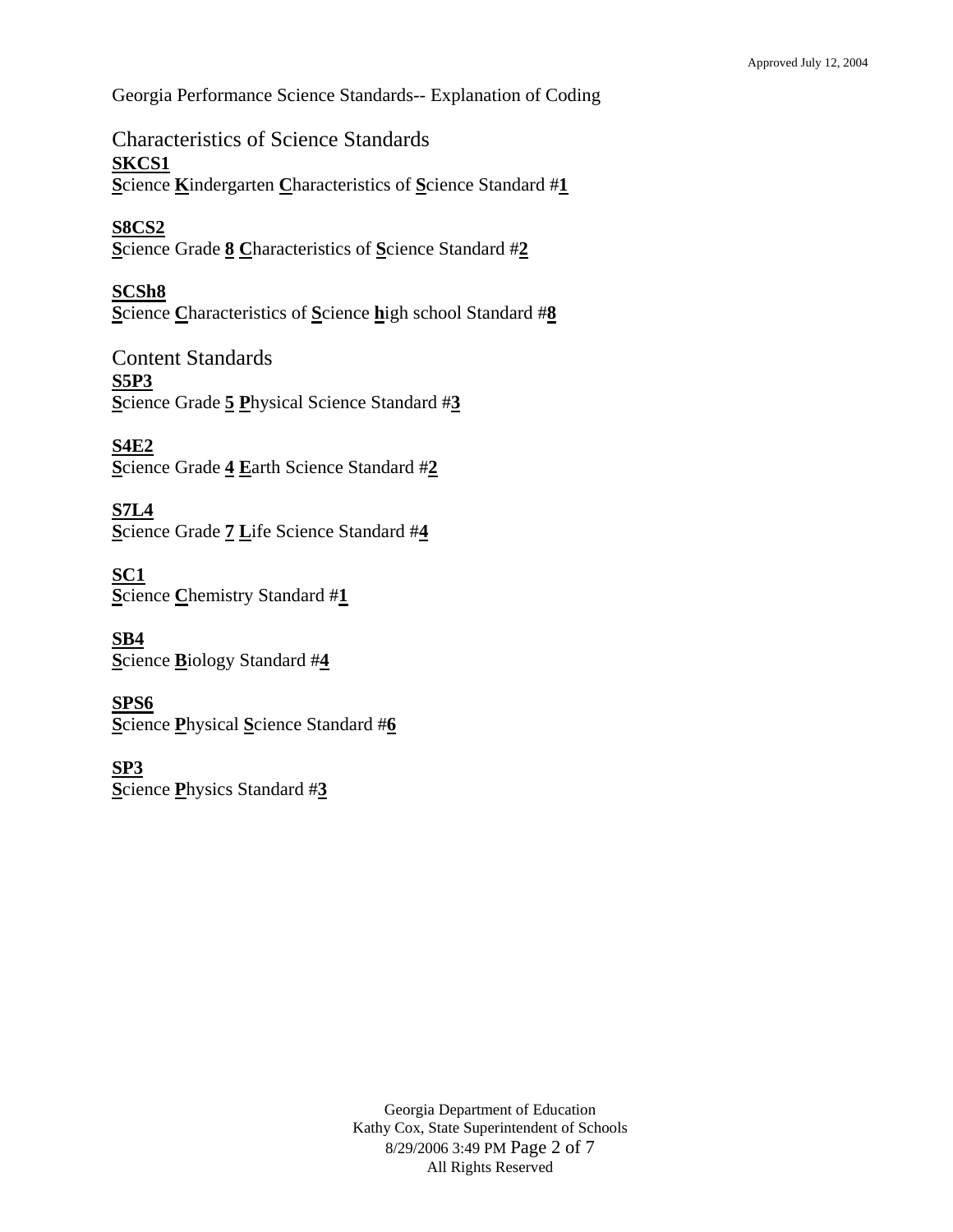Georgia Performance Science Standards-- Explanation of Coding

## Characteristics of Science Standards

**SKCS1**
**S**cience **K**indergarten **C**haracteristics of **S**cience Standard #**1**

**S8CS2**
**S**cience Grade **8** **C**haracteristics of **S**cience Standard #**2**

**SCSh8**
**S**cience **C**haracteristics of **S**cience **h**igh school Standard #**8**

## Content Standards

**S5P3**
**S**cience Grade **5** **P**hysical Science Standard #**3**

**S4E2**
**S**cience Grade **4** **E**arth Science Standard #**2**

**S7L4**
**S**cience Grade **7** **L**ife Science Standard #**4**

**SC1**
**S**cience **C**hemistry Standard #**1**

**SB4**
**S**cience **B**iology Standard #**4**

**SPS6**
**S**cience **P**hysical **S**cience Standard #**6**

**SP3**
**S**cience **P**hysics Standard #**3**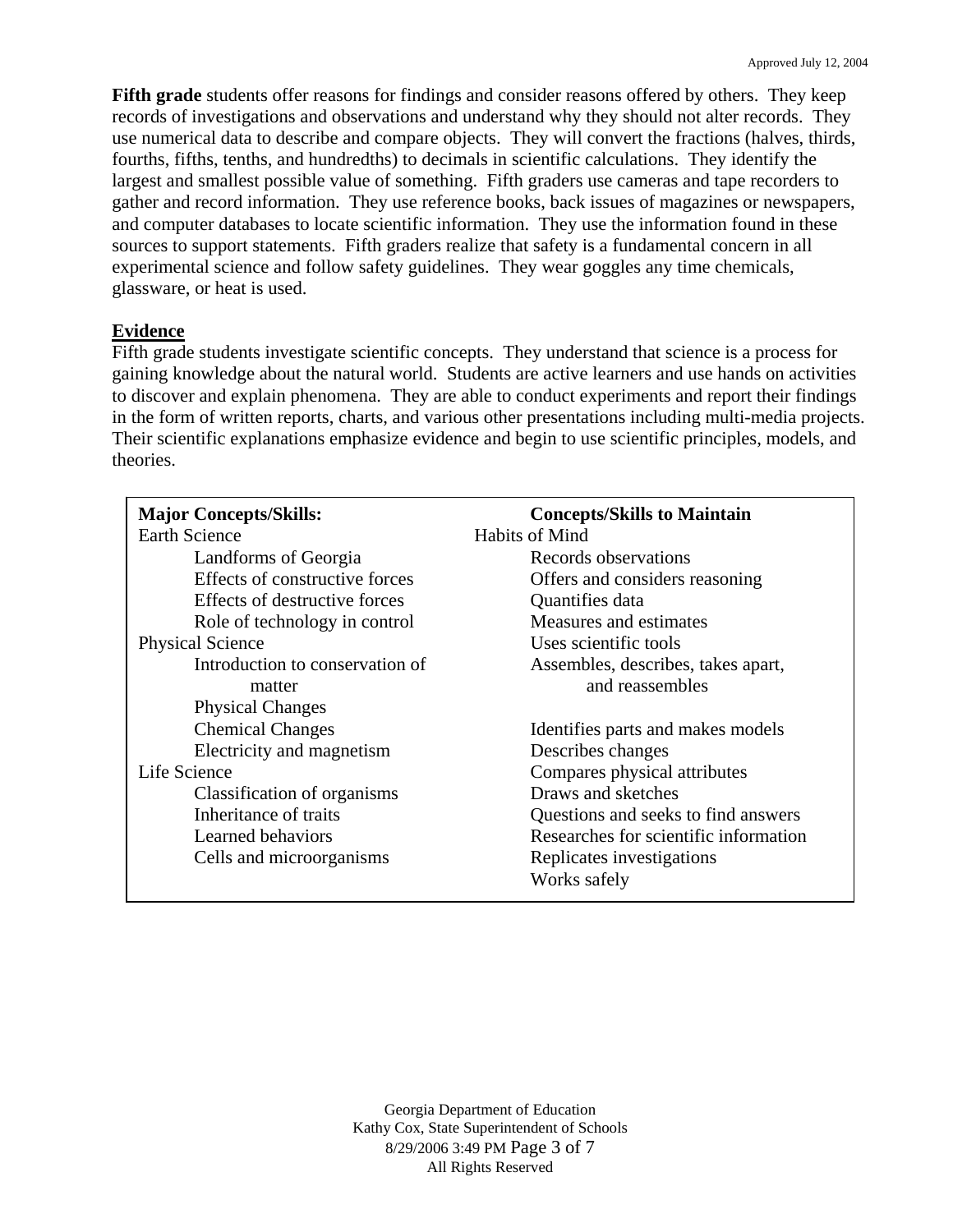**Fifth grade** students offer reasons for findings and consider reasons offered by others. They keep records of investigations and observations and understand why they should not alter records. They use numerical data to describe and compare objects. They will convert the fractions (halves, thirds, fourths, fifths, tenths, and hundredths) to decimals in scientific calculations. They identify the largest and smallest possible value of something. Fifth graders use cameras and tape recorders to gather and record information. They use reference books, back issues of magazines or newspapers, and computer databases to locate scientific information. They use the information found in these sources to support statements. Fifth graders realize that safety is a fundamental concern in all experimental science and follow safety guidelines. They wear goggles any time chemicals, glassware, or heat is used.

## Evidence

Fifth grade students investigate scientific concepts. They understand that science is a process for gaining knowledge about the natural world. Students are active learners and use hands on activities to discover and explain phenomena. They are able to conduct experiments and report their findings in the form of written reports, charts, and various other presentations including multi-media projects. Their scientific explanations emphasize evidence and begin to use scientific principles, models, and theories.

| **Major Concepts/Skills:** | **Concepts/Skills to Maintain** |
| --- | --- |
| Earth Science | Habits of Mind |
| Landforms of Georgia | Records observations |
| Effects of constructive forces | Offers and considers reasoning |
| Effects of destructive forces | Quantifies data |
| Role of technology in control | Measures and estimates |
| Physical Science | Uses scientific tools |
| Introduction to conservation of matter | Assembles, describes, takes apart, and reassembles |
| Physical Changes | |
| Chemical Changes | Identifies parts and makes models |
| Electricity and magnetism | Describes changes |
| Life Science | Compares physical attributes |
| Classification of organisms | Draws and sketches |
| Inheritance of traits | Questions and seeks to find answers |
| Learned behaviors | Researches for scientific information |
| Cells and microorganisms | Replicates investigations |
| | Works safely |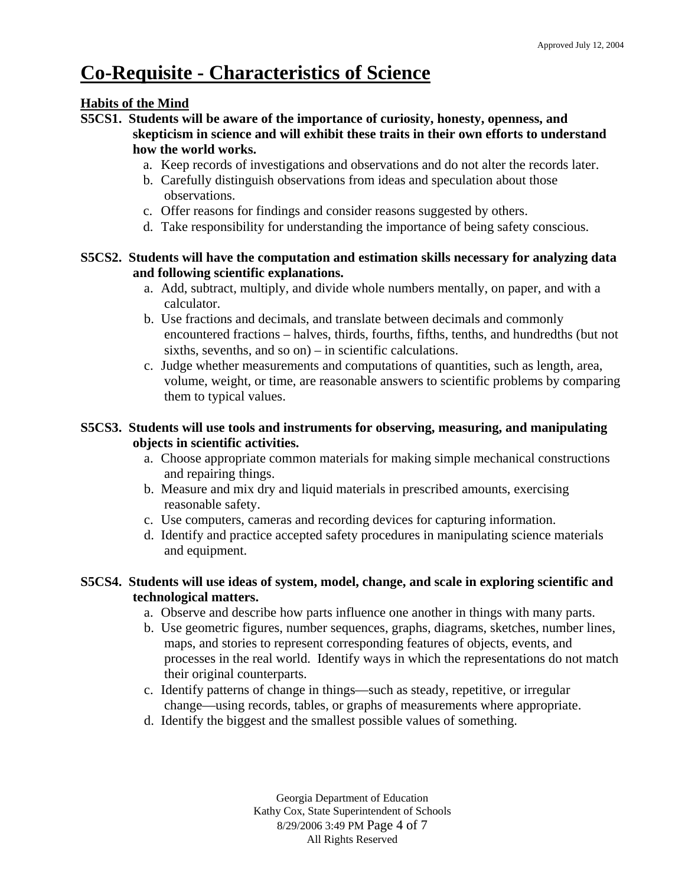# Co-Requisite - Characteristics of Science

## Habits of the Mind

**S5CS1. Students will be aware of the importance of curiosity, honesty, openness, and skepticism in science and will exhibit these traits in their own efforts to understand how the world works.**

a. Keep records of investigations and observations and do not alter the records later.
b. Carefully distinguish observations from ideas and speculation about those observations.
c. Offer reasons for findings and consider reasons suggested by others.
d. Take responsibility for understanding the importance of being safety conscious.

**S5CS2. Students will have the computation and estimation skills necessary for analyzing data and following scientific explanations.**

a. Add, subtract, multiply, and divide whole numbers mentally, on paper, and with a calculator.
b. Use fractions and decimals, and translate between decimals and commonly encountered fractions – halves, thirds, fourths, fifths, tenths, and hundredths (but not sixths, sevenths, and so on) – in scientific calculations.
c. Judge whether measurements and computations of quantities, such as length, area, volume, weight, or time, are reasonable answers to scientific problems by comparing them to typical values.

**S5CS3. Students will use tools and instruments for observing, measuring, and manipulating objects in scientific activities.**

a. Choose appropriate common materials for making simple mechanical constructions and repairing things.
b. Measure and mix dry and liquid materials in prescribed amounts, exercising reasonable safety.
c. Use computers, cameras and recording devices for capturing information.
d. Identify and practice accepted safety procedures in manipulating science materials and equipment.

**S5CS4. Students will use ideas of system, model, change, and scale in exploring scientific and technological matters.**

a. Observe and describe how parts influence one another in things with many parts.
b. Use geometric figures, number sequences, graphs, diagrams, sketches, number lines, maps, and stories to represent corresponding features of objects, events, and processes in the real world. Identify ways in which the representations do not match their original counterparts.
c. Identify patterns of change in things—such as steady, repetitive, or irregular change—using records, tables, or graphs of measurements where appropriate.
d. Identify the biggest and the smallest possible values of something.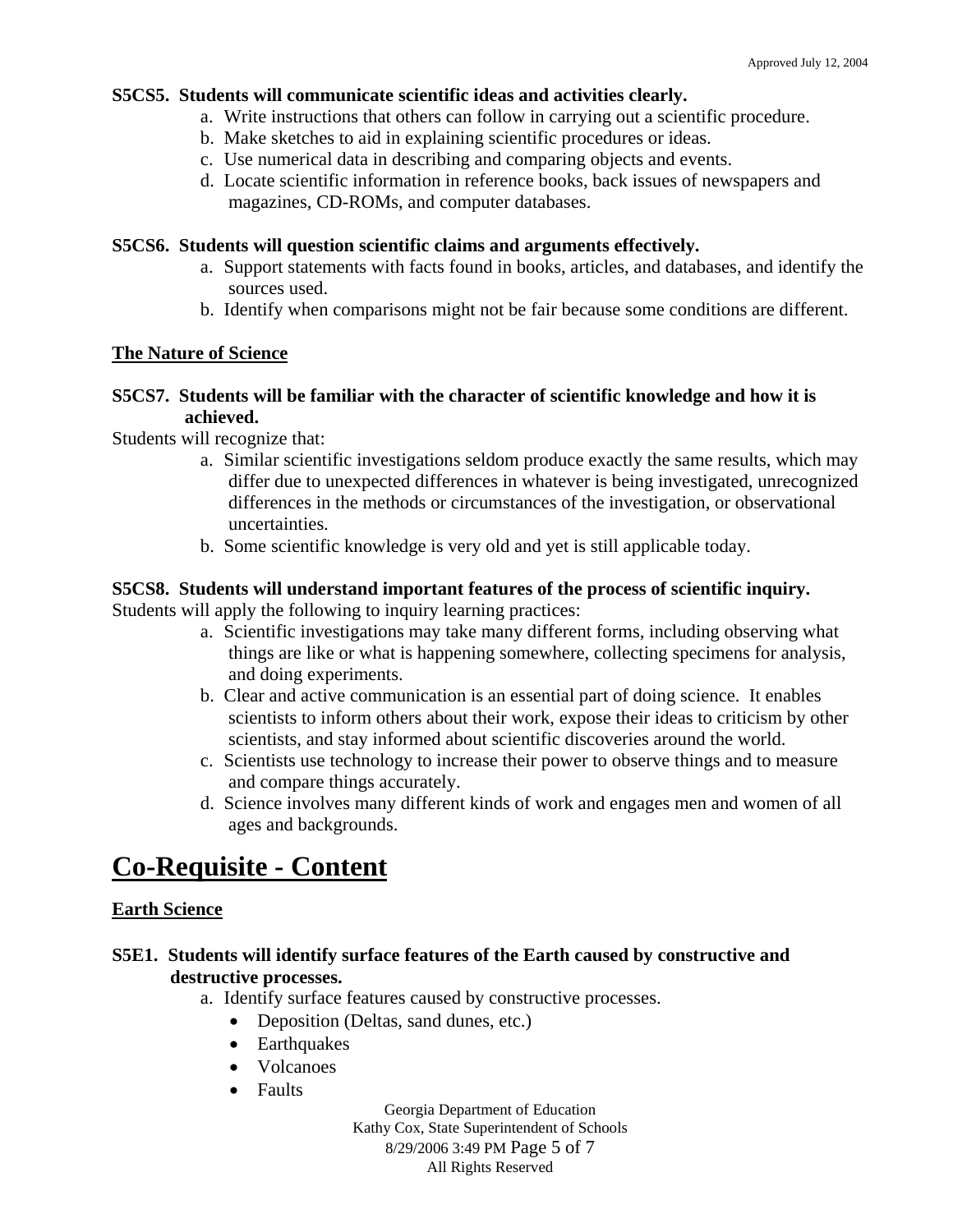**S5CS5. Students will communicate scientific ideas and activities clearly.**

a. Write instructions that others can follow in carrying out a scientific procedure.
b. Make sketches to aid in explaining scientific procedures or ideas.
c. Use numerical data in describing and comparing objects and events.
d. Locate scientific information in reference books, back issues of newspapers and magazines, CD-ROMs, and computer databases.

**S5CS6. Students will question scientific claims and arguments effectively.**

a. Support statements with facts found in books, articles, and databases, and identify the sources used.
b. Identify when comparisons might not be fair because some conditions are different.

### The Nature of Science

**S5CS7. Students will be familiar with the character of scientific knowledge and how it is achieved.**

Students will recognize that:

a. Similar scientific investigations seldom produce exactly the same results, which may differ due to unexpected differences in whatever is being investigated, unrecognized differences in the methods or circumstances of the investigation, or observational uncertainties.
b. Some scientific knowledge is very old and yet is still applicable today.

**S5CS8. Students will understand important features of the process of scientific inquiry.**

Students will apply the following to inquiry learning practices:

a. Scientific investigations may take many different forms, including observing what things are like or what is happening somewhere, collecting specimens for analysis, and doing experiments.
b. Clear and active communication is an essential part of doing science. It enables scientists to inform others about their work, expose their ideas to criticism by other scientists, and stay informed about scientific discoveries around the world.
c. Scientists use technology to increase their power to observe things and to measure and compare things accurately.
d. Science involves many different kinds of work and engages men and women of all ages and backgrounds.

# Co-Requisite - Content

### Earth Science

**S5E1. Students will identify surface features of the Earth caused by constructive and destructive processes.**

a. Identify surface features caused by constructive processes.
   - Deposition (Deltas, sand dunes, etc.)
   - Earthquakes
   - Volcanoes
   - Faults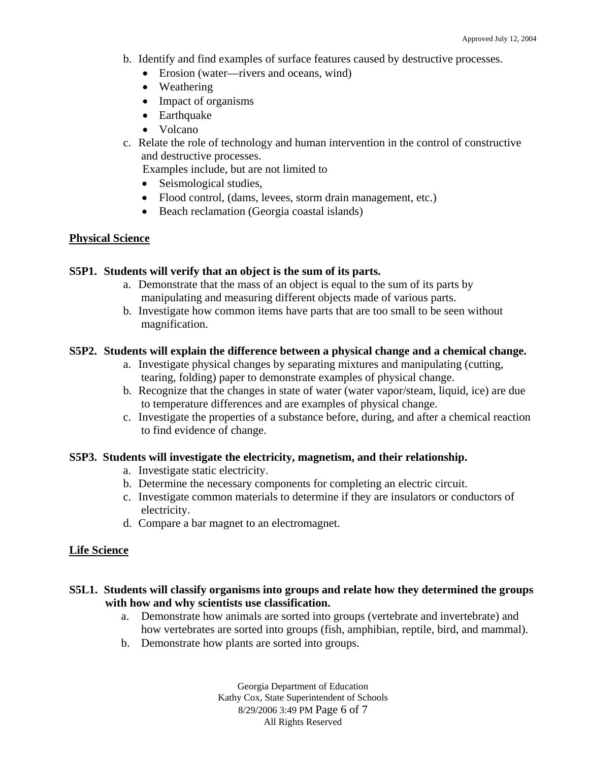b. Identify and find examples of surface features caused by destructive processes.
   - Erosion (water—rivers and oceans, wind)
   - Weathering
   - Impact of organisms
   - Earthquake
   - Volcano

c. Relate the role of technology and human intervention in the control of constructive and destructive processes.
   Examples include, but are not limited to
   - Seismological studies,
   - Flood control, (dams, levees, storm drain management, etc.)
   - Beach reclamation (Georgia coastal islands)

## Physical Science

**S5P1. Students will verify that an object is the sum of its parts.**

a. Demonstrate that the mass of an object is equal to the sum of its parts by manipulating and measuring different objects made of various parts.
b. Investigate how common items have parts that are too small to be seen without magnification.

**S5P2. Students will explain the difference between a physical change and a chemical change.**

a. Investigate physical changes by separating mixtures and manipulating (cutting, tearing, folding) paper to demonstrate examples of physical change.
b. Recognize that the changes in state of water (water vapor/steam, liquid, ice) are due to temperature differences and are examples of physical change.
c. Investigate the properties of a substance before, during, and after a chemical reaction to find evidence of change.

**S5P3. Students will investigate the electricity, magnetism, and their relationship.**

a. Investigate static electricity.
b. Determine the necessary components for completing an electric circuit.
c. Investigate common materials to determine if they are insulators or conductors of electricity.
d. Compare a bar magnet to an electromagnet.

## Life Science

**S5L1. Students will classify organisms into groups and relate how they determined the groups with how and why scientists use classification.**

a. Demonstrate how animals are sorted into groups (vertebrate and invertebrate) and how vertebrates are sorted into groups (fish, amphibian, reptile, bird, and mammal).
b. Demonstrate how plants are sorted into groups.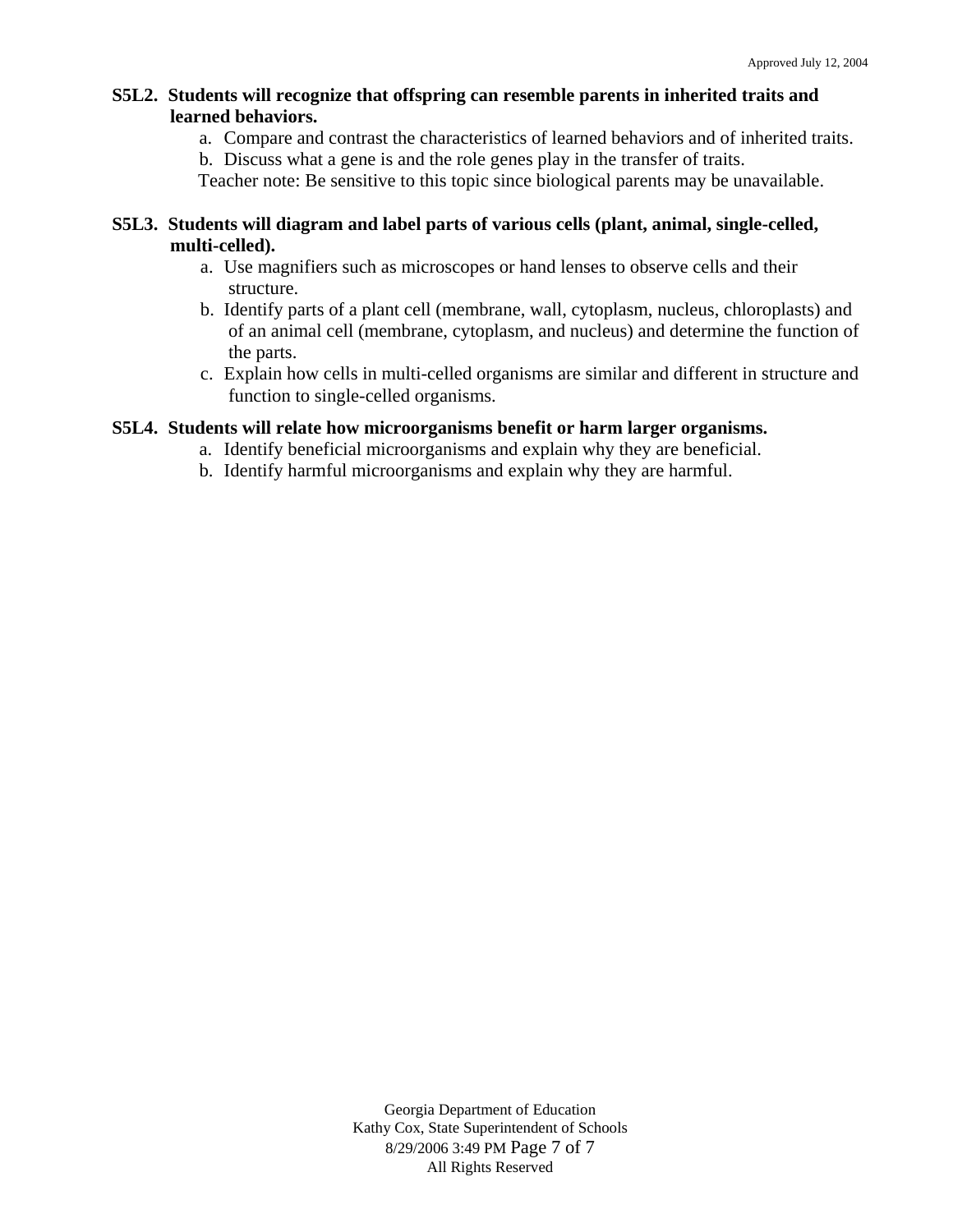**S5L2. Students will recognize that offspring can resemble parents in inherited traits and learned behaviors.**

a. Compare and contrast the characteristics of learned behaviors and of inherited traits.
b. Discuss what a gene is and the role genes play in the transfer of traits.

Teacher note: Be sensitive to this topic since biological parents may be unavailable.

**S5L3. Students will diagram and label parts of various cells (plant, animal, single-celled, multi-celled).**

a. Use magnifiers such as microscopes or hand lenses to observe cells and their structure.
b. Identify parts of a plant cell (membrane, wall, cytoplasm, nucleus, chloroplasts) and of an animal cell (membrane, cytoplasm, and nucleus) and determine the function of the parts.
c. Explain how cells in multi-celled organisms are similar and different in structure and function to single-celled organisms.

**S5L4. Students will relate how microorganisms benefit or harm larger organisms.**

a. Identify beneficial microorganisms and explain why they are beneficial.
b. Identify harmful microorganisms and explain why they are harmful.